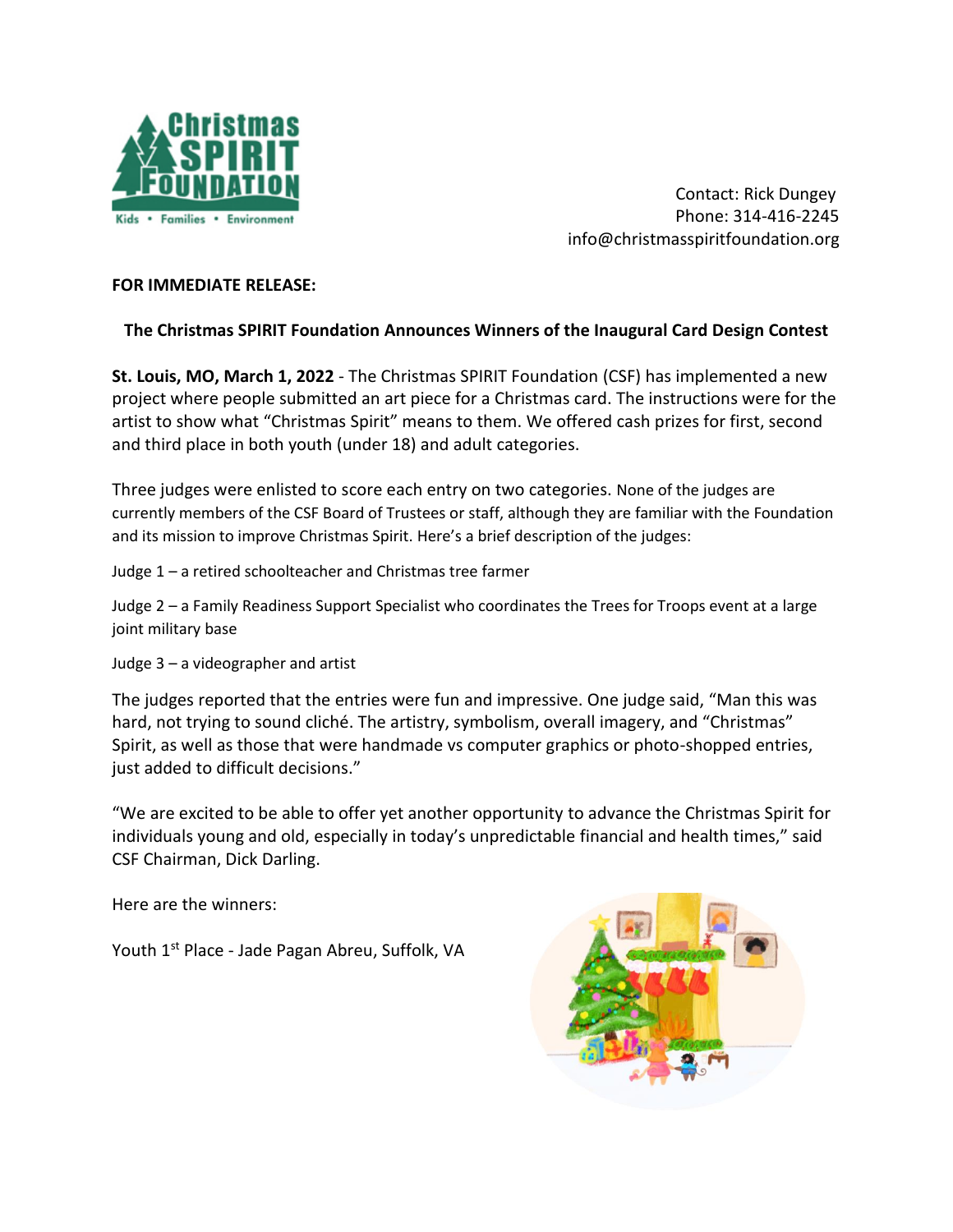Contact: Rick Dungey
Phone: 314-416-2245
info@christmasspiritfoundation.org

**FOR IMMEDIATE RELEASE:**

**The Christmas SPIRIT Foundation Announces Winners of the Inaugural Card Design Contest**

**St. Louis, MO, March 1, 2022** - The Christmas SPIRIT Foundation (CSF) has implemented a new project where people submitted an art piece for a Christmas card. The instructions were for the artist to show what "Christmas Spirit" means to them. We offered cash prizes for first, second and third place in both youth (under 18) and adult categories.

Three judges were enlisted to score each entry on two categories. None of the judges are currently members of the CSF Board of Trustees or staff, although they are familiar with the Foundation and its mission to improve Christmas Spirit. Here's a brief description of the judges:

Judge 1 – a retired schoolteacher and Christmas tree farmer

Judge 2 – a Family Readiness Support Specialist who coordinates the Trees for Troops event at a large joint military base

Judge 3 – a videographer and artist

The judges reported that the entries were fun and impressive. One judge said, "Man this was hard, not trying to sound cliché. The artistry, symbolism, overall imagery, and "Christmas" Spirit, as well as those that were handmade vs computer graphics or photo-shopped entries, just added to difficult decisions."

"We are excited to be able to offer yet another opportunity to advance the Christmas Spirit for individuals young and old, especially in today's unpredictable financial and health times," said CSF Chairman, Dick Darling.

Here are the winners:

Youth 1st Place - Jade Pagan Abreu, Suffolk, VA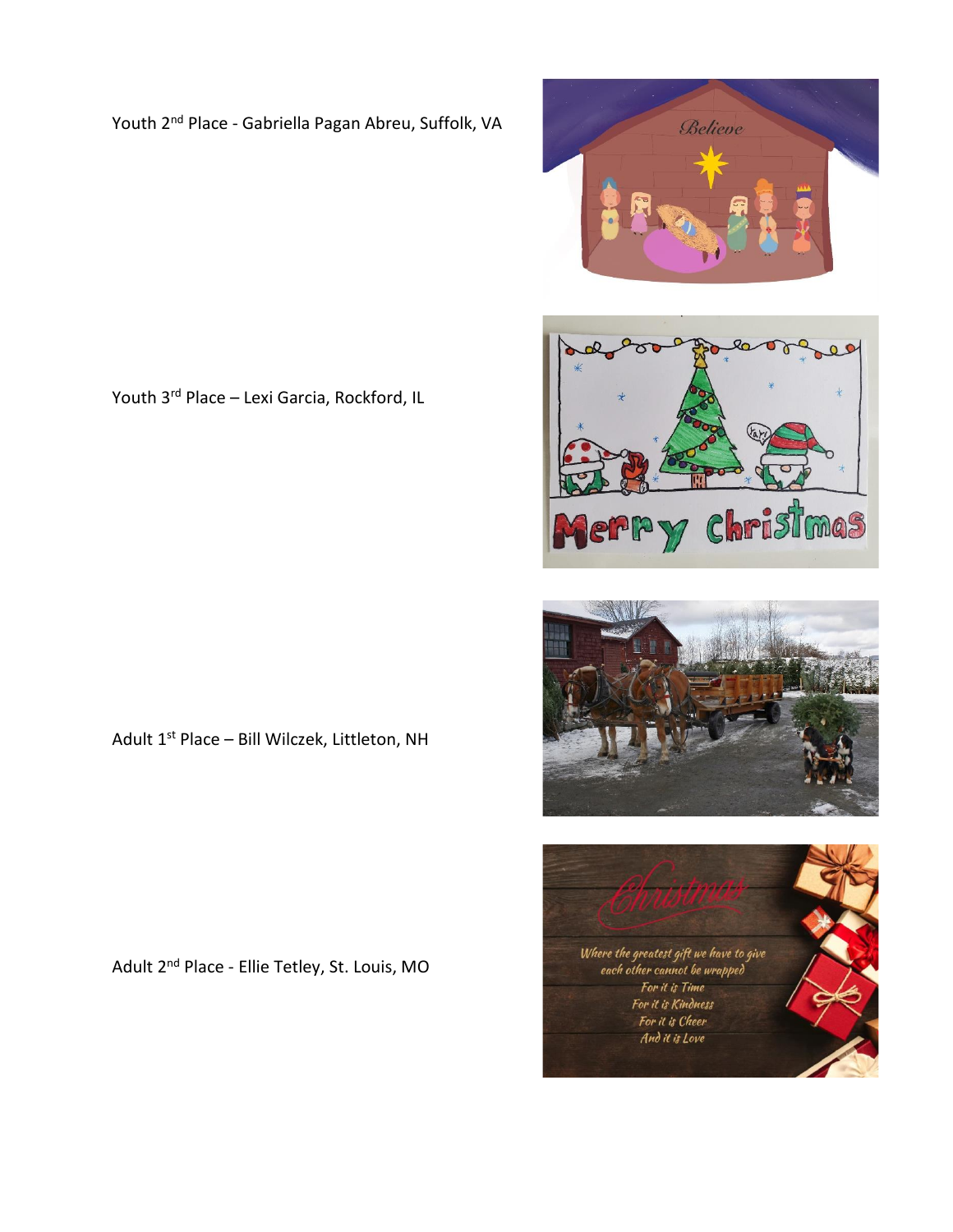Youth 2nd Place - Gabriella Pagan Abreu, Suffolk, VA

Youth 3rd Place – Lexi Garcia, Rockford, IL

Adult 1st Place – Bill Wilczek, Littleton, NH

Adult 2nd Place - Ellie Tetley, St. Louis, MO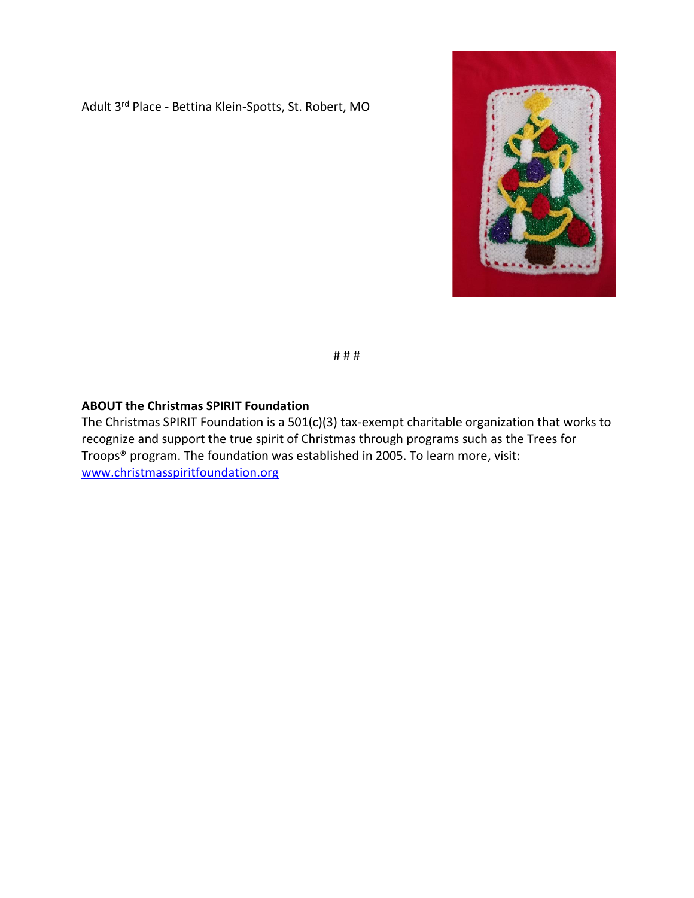Adult 3rd Place - Bettina Klein-Spotts, St. Robert, MO

# # #

**ABOUT the Christmas SPIRIT Foundation**
The Christmas SPIRIT Foundation is a 501(c)(3) tax-exempt charitable organization that works to recognize and support the true spirit of Christmas through programs such as the Trees for Troops® program. The foundation was established in 2005. To learn more, visit: www.christmasspiritfoundation.org